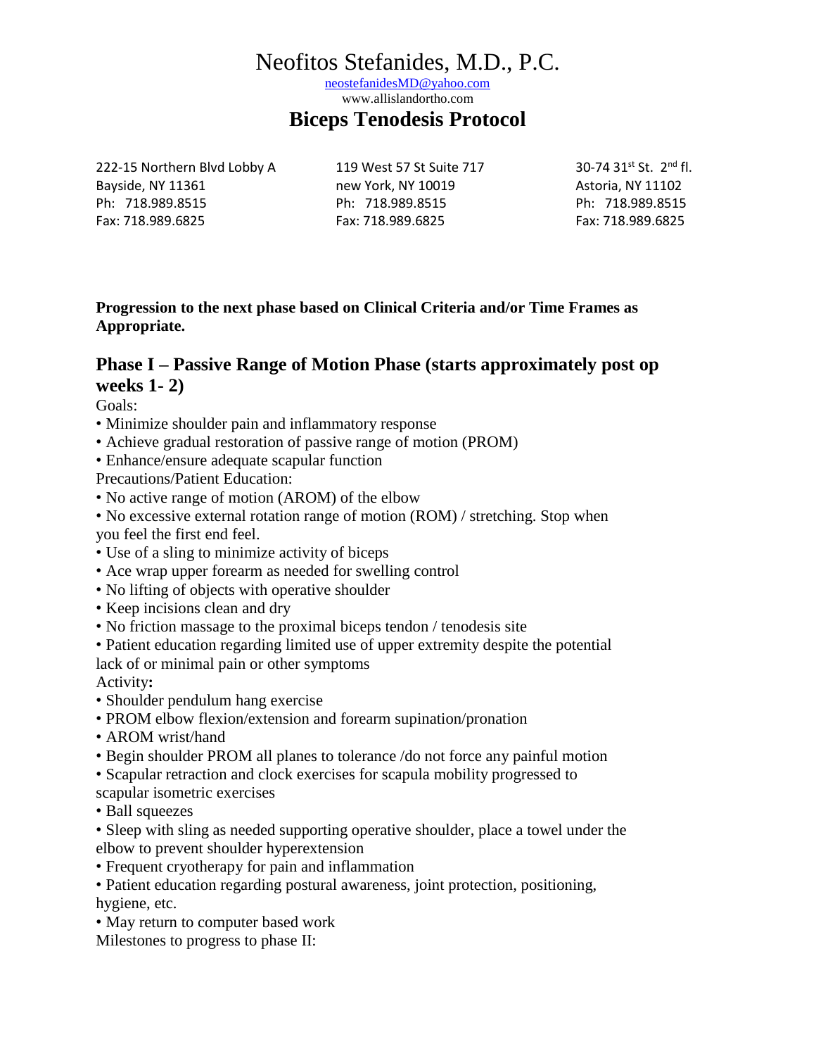# Neofitos Stefanides, M.D., P.C.

neostefanidesMD@yahoo.com
www.allislandortho.com

## Biceps Tenodesis Protocol

222-15 Northern Blvd Lobby A
Bayside, NY 11361
Ph: 718.989.8515
Fax: 718.989.6825

119 West 57 St Suite 717
new York, NY 10019
Ph: 718.989.8515
Fax: 718.989.6825

30-74 31st St. 2nd fl.
Astoria, NY 11102
Ph: 718.989.8515
Fax: 718.989.6825

**Progression to the next phase based on Clinical Criteria and/or Time Frames as Appropriate.**

### Phase I – Passive Range of Motion Phase (starts approximately post op weeks 1- 2)

Goals:

- Minimize shoulder pain and inflammatory response
- Achieve gradual restoration of passive range of motion (PROM)
- Enhance/ensure adequate scapular function

Precautions/Patient Education:

- No active range of motion (AROM) of the elbow
- No excessive external rotation range of motion (ROM) / stretching. Stop when you feel the first end feel.
- Use of a sling to minimize activity of biceps
- Ace wrap upper forearm as needed for swelling control
- No lifting of objects with operative shoulder
- Keep incisions clean and dry
- No friction massage to the proximal biceps tendon / tenodesis site
- Patient education regarding limited use of upper extremity despite the potential lack of or minimal pain or other symptoms

Activity**:**

- Shoulder pendulum hang exercise
- PROM elbow flexion/extension and forearm supination/pronation
- AROM wrist/hand
- Begin shoulder PROM all planes to tolerance /do not force any painful motion
- Scapular retraction and clock exercises for scapula mobility progressed to scapular isometric exercises
- Ball squeezes
- Sleep with sling as needed supporting operative shoulder, place a towel under the elbow to prevent shoulder hyperextension
- Frequent cryotherapy for pain and inflammation
- Patient education regarding postural awareness, joint protection, positioning, hygiene, etc.
- May return to computer based work

Milestones to progress to phase II: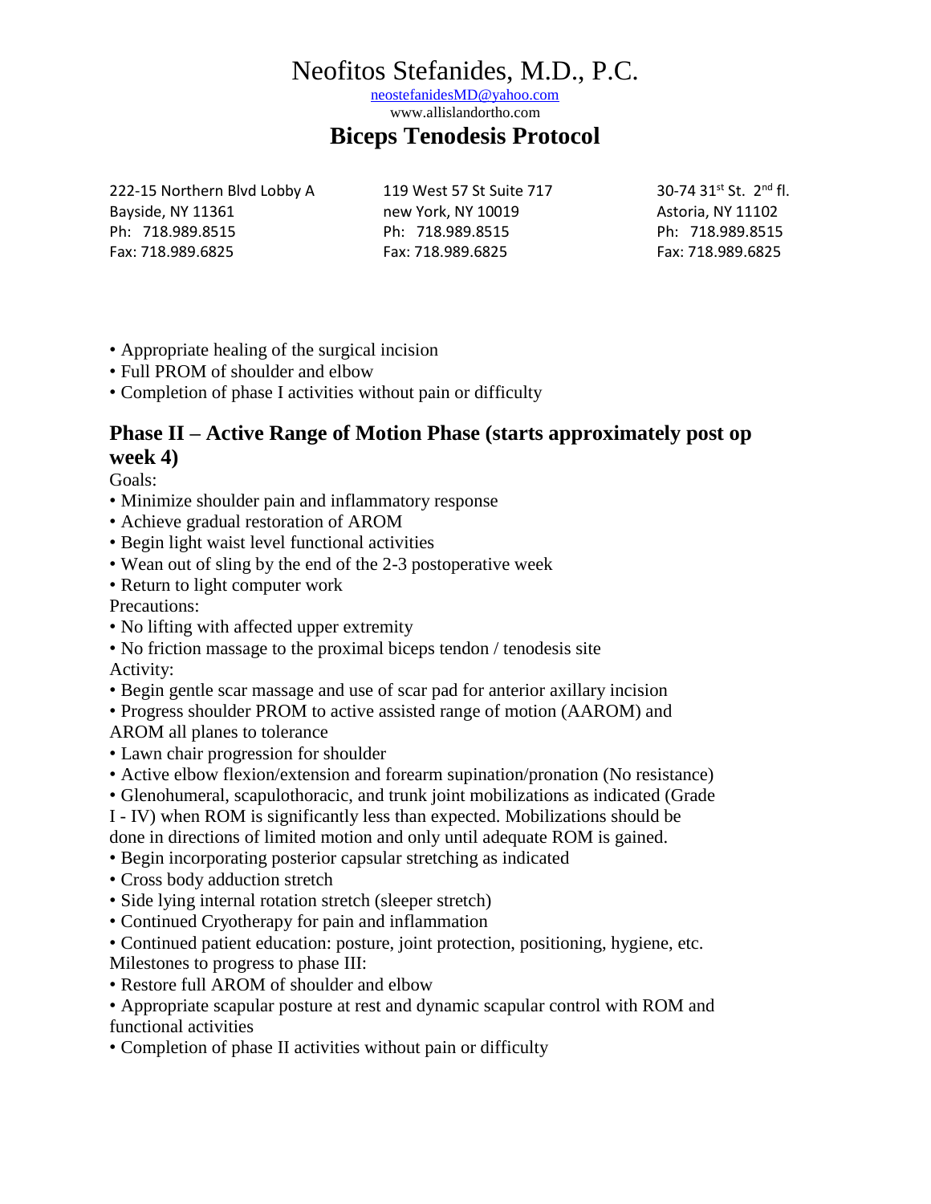- Appropriate healing of the surgical incision
- Full PROM of shoulder and elbow
- Completion of phase I activities without pain or difficulty

## Phase II – Active Range of Motion Phase (starts approximately post op week 4)

Goals:

- Minimize shoulder pain and inflammatory response
- Achieve gradual restoration of AROM
- Begin light waist level functional activities
- Wean out of sling by the end of the 2-3 postoperative week
- Return to light computer work

Precautions:

- No lifting with affected upper extremity
- No friction massage to the proximal biceps tendon / tenodesis site

Activity:

- Begin gentle scar massage and use of scar pad for anterior axillary incision
- Progress shoulder PROM to active assisted range of motion (AAROM) and AROM all planes to tolerance
- Lawn chair progression for shoulder
- Active elbow flexion/extension and forearm supination/pronation (No resistance)
- Glenohumeral, scapulothoracic, and trunk joint mobilizations as indicated (Grade I - IV) when ROM is significantly less than expected. Mobilizations should be done in directions of limited motion and only until adequate ROM is gained.
- Begin incorporating posterior capsular stretching as indicated
- Cross body adduction stretch
- Side lying internal rotation stretch (sleeper stretch)
- Continued Cryotherapy for pain and inflammation
- Continued patient education: posture, joint protection, positioning, hygiene, etc.

Milestones to progress to phase III:

- Restore full AROM of shoulder and elbow
- Appropriate scapular posture at rest and dynamic scapular control with ROM and functional activities
- Completion of phase II activities without pain or difficulty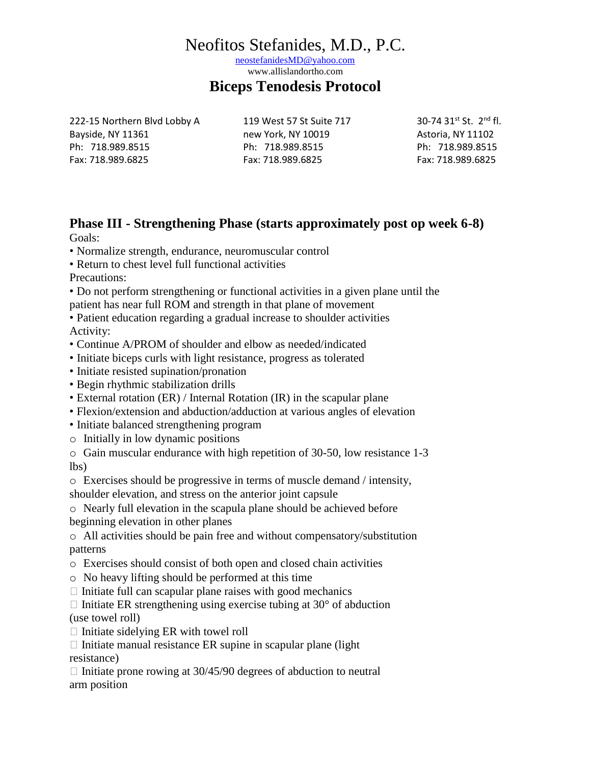# Neofitos Stefanides, M.D., P.C.

neostefanidesMD@yahoo.com
www.allislandortho.com

## Biceps Tenodesis Protocol

222-15 Northern Blvd Lobby A
Bayside, NY 11361
Ph: 718.989.8515
Fax: 718.989.6825

119 West 57 St Suite 717
new York, NY 10019
Ph: 718.989.8515
Fax: 718.989.6825

30-74 31st St. 2nd fl.
Astoria, NY 11102
Ph: 718.989.8515
Fax: 718.989.6825

### Phase III - Strengthening Phase (starts approximately post op week 6-8)

Goals:

- Normalize strength, endurance, neuromuscular control
- Return to chest level full functional activities

Precautions:

- Do not perform strengthening or functional activities in a given plane until the patient has near full ROM and strength in that plane of movement
- Patient education regarding a gradual increase to shoulder activities

Activity:

- Continue A/PROM of shoulder and elbow as needed/indicated
- Initiate biceps curls with light resistance, progress as tolerated
- Initiate resisted supination/pronation
- Begin rhythmic stabilization drills
- External rotation (ER) / Internal Rotation (IR) in the scapular plane
- Flexion/extension and abduction/adduction at various angles of elevation
- Initiate balanced strengthening program
  - Initially in low dynamic positions
  - Gain muscular endurance with high repetition of 30-50, low resistance 1-3 lbs)
  - Exercises should be progressive in terms of muscle demand / intensity, shoulder elevation, and stress on the anterior joint capsule
  - Nearly full elevation in the scapula plane should be achieved before beginning elevation in other planes
  - All activities should be pain free and without compensatory/substitution patterns
  - Exercises should consist of both open and closed chain activities
  - No heavy lifting should be performed at this time
    - Initiate full can scapular plane raises with good mechanics
    - Initiate ER strengthening using exercise tubing at 30° of abduction (use towel roll)
    - Initiate sidelying ER with towel roll
    - Initiate manual resistance ER supine in scapular plane (light resistance)
    - Initiate prone rowing at 30/45/90 degrees of abduction to neutral arm position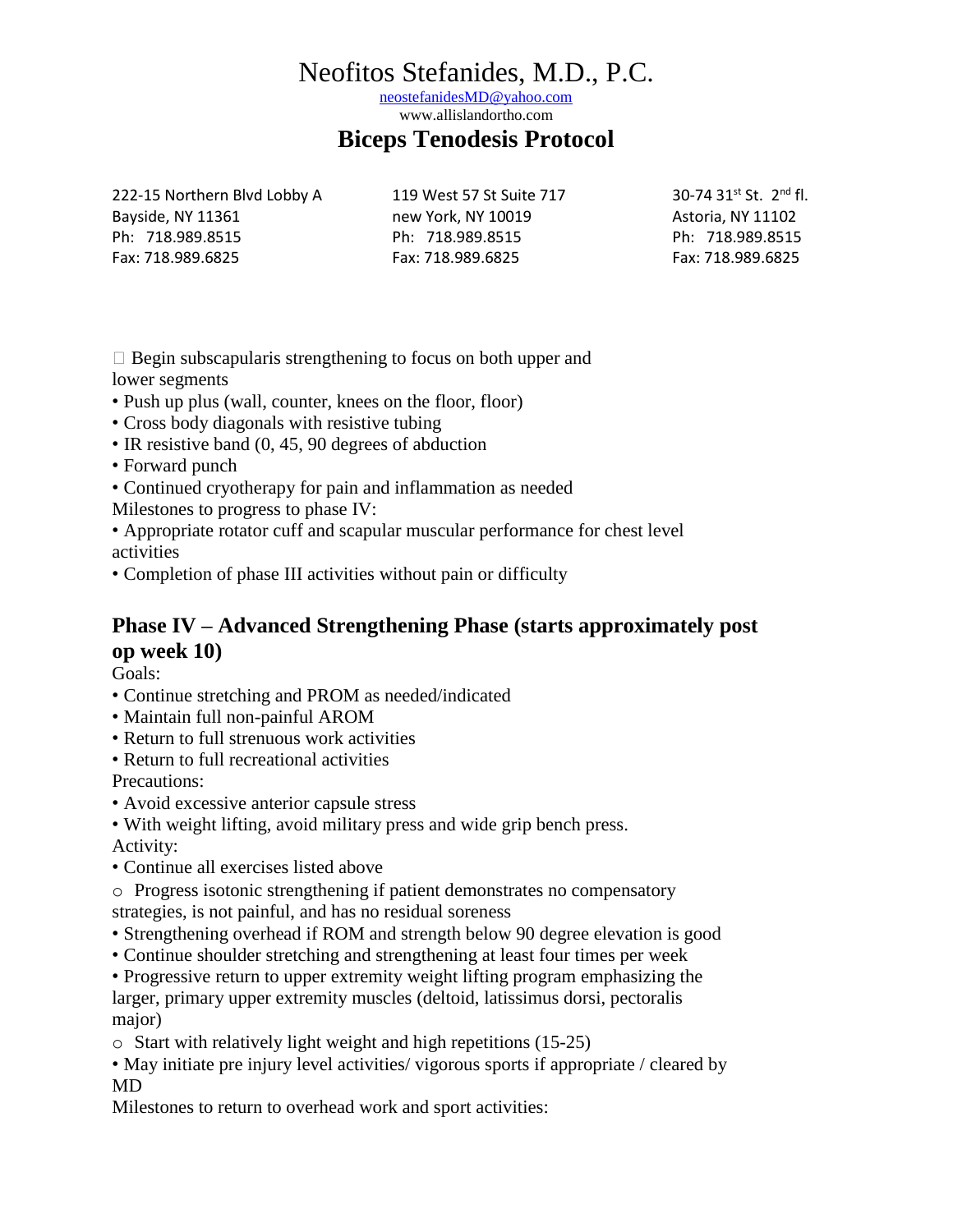# Neofitos Stefanides, M.D., P.C.

neostefanidesMD@yahoo.com
www.allislandortho.com

## Biceps Tenodesis Protocol

222-15 Northern Blvd Lobby A
Bayside, NY 11361
Ph: 718.989.8515
Fax: 718.989.6825

119 West 57 St Suite 717
new York, NY 10019
Ph: 718.989.8515
Fax: 718.989.6825

30-74 31st St. 2nd fl.
Astoria, NY 11102
Ph: 718.989.8515
Fax: 718.989.6825

- Begin subscapularis strengthening to focus on both upper and lower segments
- Push up plus (wall, counter, knees on the floor, floor)
- Cross body diagonals with resistive tubing
- IR resistive band (0, 45, 90 degrees of abduction
- Forward punch
- Continued cryotherapy for pain and inflammation as needed

Milestones to progress to phase IV:

- Appropriate rotator cuff and scapular muscular performance for chest level activities
- Completion of phase III activities without pain or difficulty

### Phase IV – Advanced Strengthening Phase (starts approximately post op week 10)

Goals:

- Continue stretching and PROM as needed/indicated
- Maintain full non-painful AROM
- Return to full strenuous work activities
- Return to full recreational activities

Precautions:

- Avoid excessive anterior capsule stress
- With weight lifting, avoid military press and wide grip bench press.

Activity:

- Continue all exercises listed above
  - Progress isotonic strengthening if patient demonstrates no compensatory strategies, is not painful, and has no residual soreness
- Strengthening overhead if ROM and strength below 90 degree elevation is good
- Continue shoulder stretching and strengthening at least four times per week
- Progressive return to upper extremity weight lifting program emphasizing the larger, primary upper extremity muscles (deltoid, latissimus dorsi, pectoralis major)
  - Start with relatively light weight and high repetitions (15-25)
- May initiate pre injury level activities/ vigorous sports if appropriate / cleared by MD

Milestones to return to overhead work and sport activities: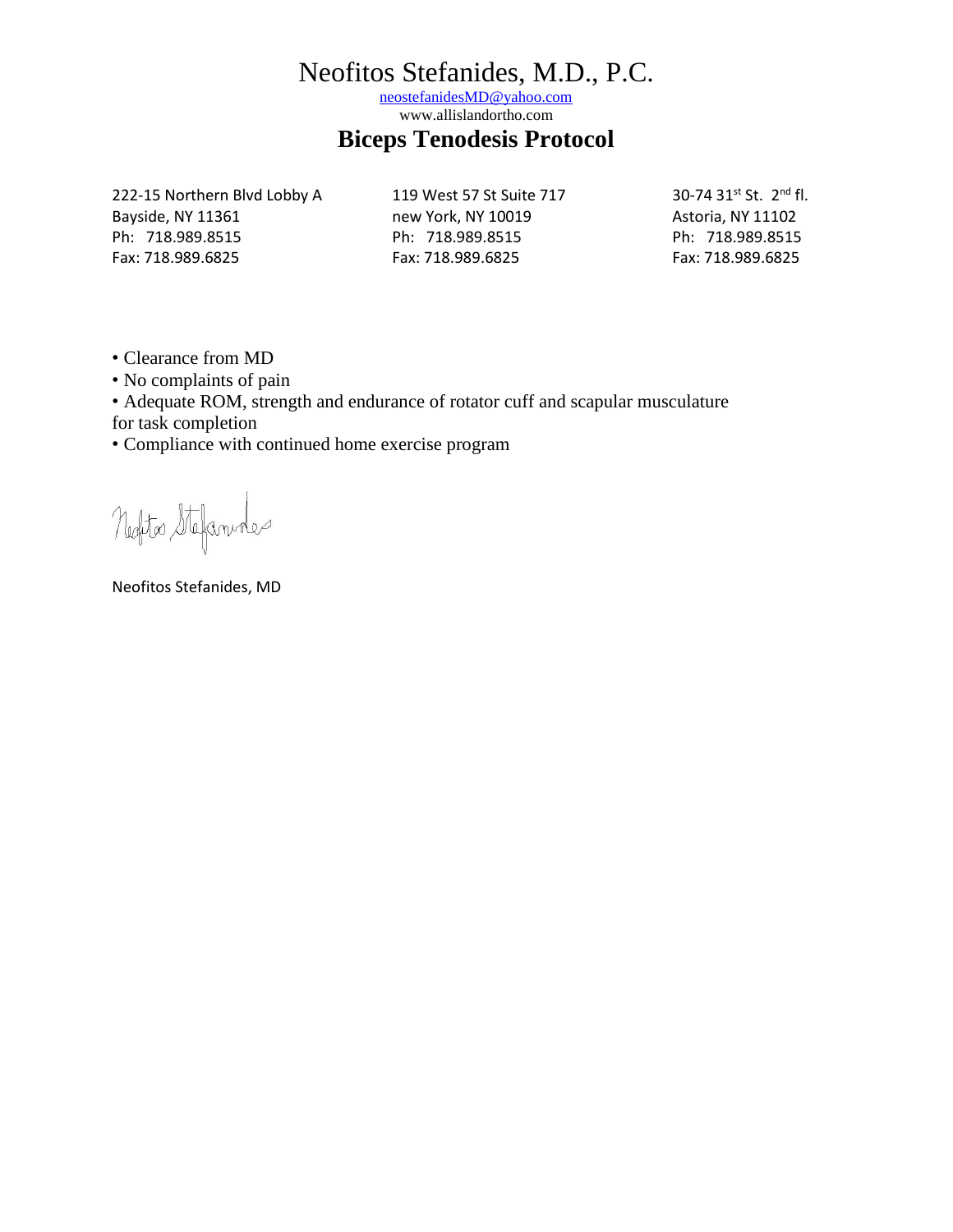# Neofitos Stefanides, M.D., P.C.

neostefanidesMD@yahoo.com
www.allislandortho.com

## Biceps Tenodesis Protocol

222-15 Northern Blvd Lobby A
Bayside, NY 11361
Ph: 718.989.8515
Fax: 718.989.6825

119 West 57 St Suite 717
new York, NY 10019
Ph: 718.989.8515
Fax: 718.989.6825

30-74 31st St. 2nd fl.
Astoria, NY 11102
Ph: 718.989.8515
Fax: 718.989.6825

- Clearance from MD
- No complaints of pain
- Adequate ROM, strength and endurance of rotator cuff and scapular musculature for task completion
- Compliance with continued home exercise program

Neofitos Stefanides, MD